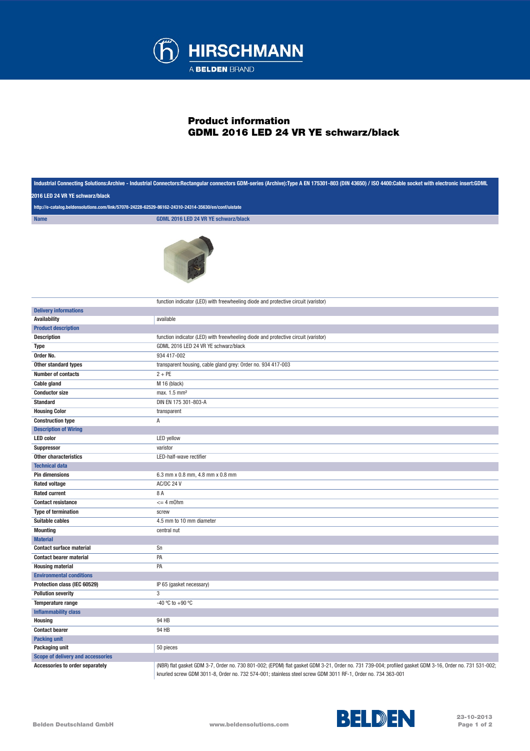# Product information
## GDML 2016 LED 24 VR YE schwarz/black

Industrial Connecting Solutions:Archive - Industrial Connectors:Rectangular connectors GDM-series (Archive):Type A EN 175301-803 (DIN 43650) / ISO 4400:Cable socket with electronic insert:GDML 2016 LED 24 VR YE schwarz/black

http://e-catalog.beldensolutions.com/link/57078-24228-62529-86162-24310-24314-35630/en/conf/uistate

| Name | GDML 2016 LED 24 VR YE schwarz/black |
|---|---|
| | function indicator (LED) with freewheeling diode and protective circuit (varistor) |
| **Delivery informations** | |
| Availability | available |
| **Product description** | |
| Description | function indicator (LED) with freewheeling diode and protective circuit (varistor) |
| Type | GDML 2016 LED 24 VR YE schwarz/black |
| Order No. | 934 417-002 |
| Other standard types | transparent housing, cable gland grey: Order no. 934 417-003 |
| Number of contacts | 2 + PE |
| Cable gland | M 16 (black) |
| Conductor size | max. 1.5 mm² |
| Standard | DIN EN 175 301-803-A |
| Housing Color | transparent |
| Construction type | A |
| **Description of Wiring** | |
| LED color | LED yellow |
| Suppressor | varistor |
| Other characteristics | LED-half-wave rectifier |
| **Technical data** | |
| Pin dimensions | 6.3 mm x 0.8 mm, 4.8 mm x 0.8 mm |
| Rated voltage | AC/DC 24 V |
| Rated current | 8 A |
| Contact resistance | <= 4 mOhm |
| Type of termination | screw |
| Suitable cables | 4.5 mm to 10 mm diameter |
| Mounting | central nut |
| **Material** | |
| Contact surface material | Sn |
| Contact bearer material | PA |
| Housing material | PA |
| **Environmental conditions** | |
| Protection class (IEC 60529) | IP 65 (gasket necessary) |
| Pollution severity | 3 |
| Temperature range | -40 °C to +90 °C |
| **Inflammability class** | |
| Housing | 94 HB |
| Contact bearer | 94 HB |
| **Packing unit** | |
| Packaging unit | 50 pieces |
| **Scope of delivery and accessories** | |
| Accessories to order separately | (NBR) flat gasket GDM 3-7, Order no. 730 801-002; (EPDM) flat gasket GDM 3-21, Order no. 731 739-004; profiled gasket GDM 3-16, Order no. 731 531-002; knurled screw GDM 3011-8, Order no. 732 574-001; stainless steel screw GDM 3011 RF-1, Order no. 734 363-001 |

Belden Deutschland GmbH — www.beldensolutions.com — 23-10-2013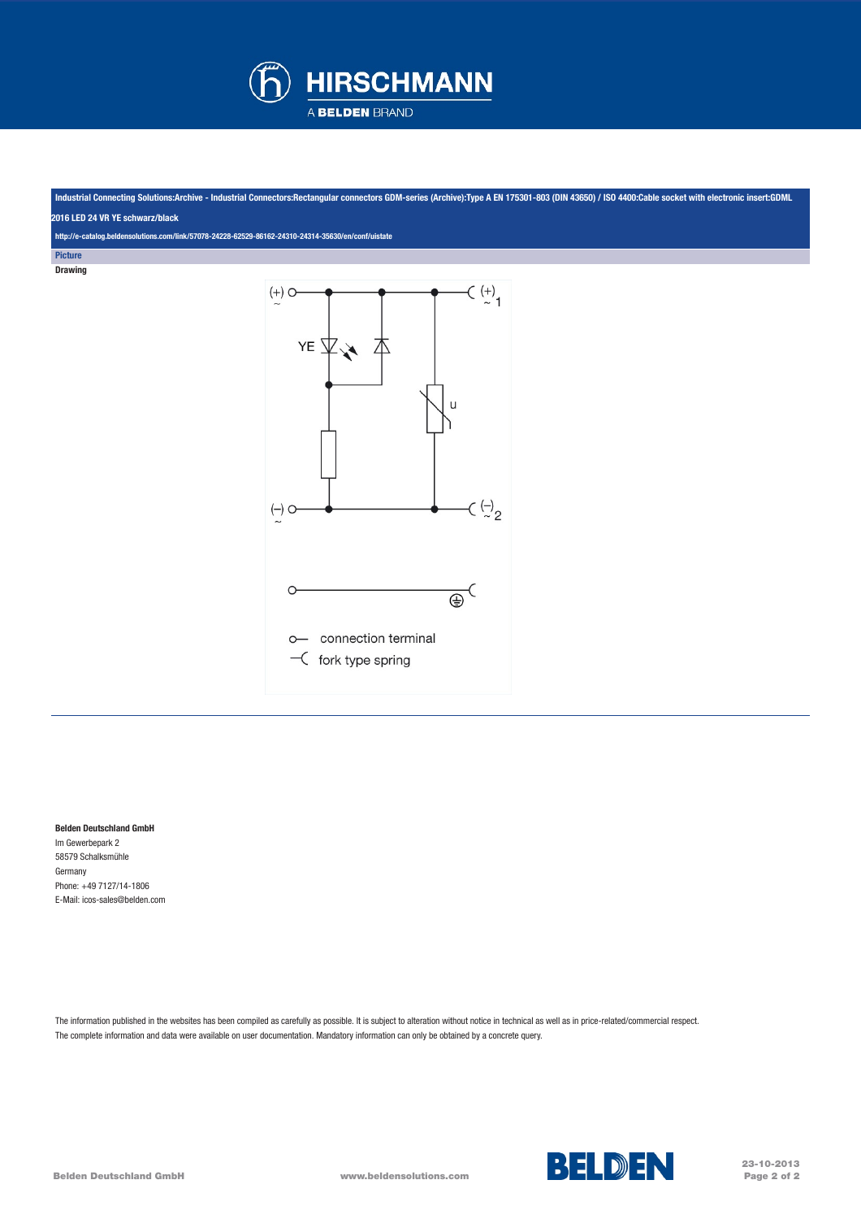Industrial Connecting Solutions:Archive - Industrial Connectors:Rectangular connectors GDM-series (Archive):Type A EN 175301-803 (DIN 43650) / ISO 4400:Cable socket with electronic insert:GDML 2016 LED 24 VR YE schwarz/black

http://e-catalog.beldensolutions.com/link/57078-24228-62529-86162-24310-24314-35630/en/conf/uistate

**Picture**

**Drawing**

(+) ~

(+) ~ 1

YE

u

(-) ~

(-) ~ 2

connection terminal

fork type spring

**Belden Deutschland GmbH**
Im Gewerbepark 2
58579 Schalksmühle
Germany
Phone: +49 7127/14-1806
E-Mail: icos-sales@belden.com

The information published in the websites has been compiled as carefully as possible. It is subject to alteration without notice in technical as well as in price-related/commercial respect. The complete information and data were available on user documentation. Mandatory information can only be obtained by a concrete query.